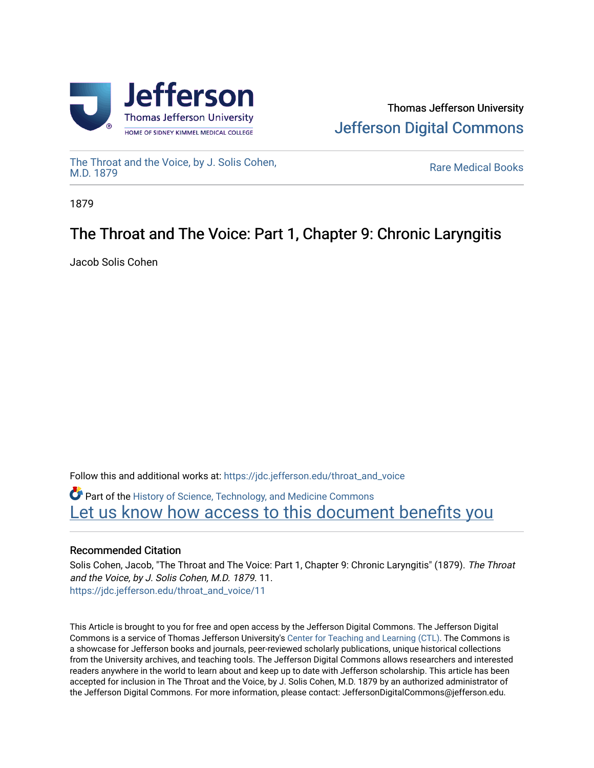Thomas Jefferson University

Jefferson Digital Commons

The Throat and the Voice, by J. Solis Cohen, M.D. 1879

Rare Medical Books

1879

# The Throat and The Voice: Part 1, Chapter 9: Chronic Laryngitis

Jacob Solis Cohen

Follow this and additional works at: https://jdc.jefferson.edu/throat_and_voice

Part of the History of Science, Technology, and Medicine Commons

Let us know how access to this document benefits you

## Recommended Citation

Solis Cohen, Jacob, "The Throat and The Voice: Part 1, Chapter 9: Chronic Laryngitis" (1879). *The Throat and the Voice, by J. Solis Cohen, M.D. 1879*. 11.
https://jdc.jefferson.edu/throat_and_voice/11

This Article is brought to you for free and open access by the Jefferson Digital Commons. The Jefferson Digital Commons is a service of Thomas Jefferson University's Center for Teaching and Learning (CTL). The Commons is a showcase for Jefferson books and journals, peer-reviewed scholarly publications, unique historical collections from the University archives, and teaching tools. The Jefferson Digital Commons allows researchers and interested readers anywhere in the world to learn about and keep up to date with Jefferson scholarship. This article has been accepted for inclusion in The Throat and the Voice, by J. Solis Cohen, M.D. 1879 by an authorized administrator of the Jefferson Digital Commons. For more information, please contact: JeffersonDigitalCommons@jefferson.edu.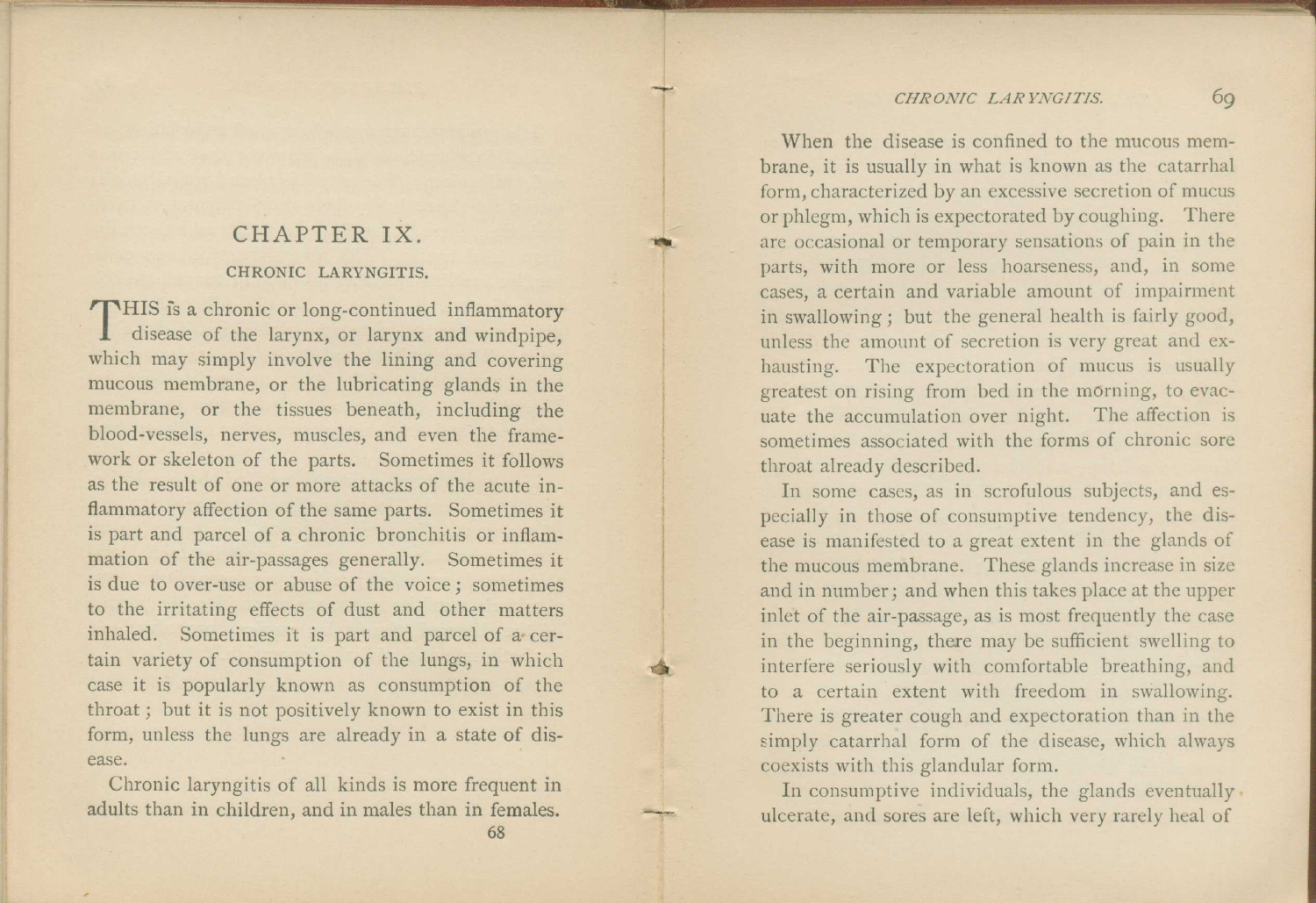# CHAPTER IX.

## CHRONIC LARYNGITIS.

THIS is a chronic or long-continued inflammatory disease of the larynx, or larynx and windpipe, which may simply involve the lining and covering mucous membrane, or the lubricating glands in the membrane, or the tissues beneath, including the blood-vessels, nerves, muscles, and even the framework or skeleton of the parts. Sometimes it follows as the result of one or more attacks of the acute inflammatory affection of the same parts. Sometimes it is part and parcel of a chronic bronchitis or inflammation of the air-passages generally. Sometimes it is due to over-use or abuse of the voice; sometimes to the irritating effects of dust and other matters inhaled. Sometimes it is part and parcel of a certain variety of consumption of the lungs, in which case it is popularly known as consumption of the throat; but it is not positively known to exist in this form, unless the lungs are already in a state of disease.

Chronic laryngitis of all kinds is more frequent in adults than in children, and in males than in females.

When the disease is confined to the mucous membrane, it is usually in what is known as the catarrhal form, characterized by an excessive secretion of mucus or phlegm, which is expectorated by coughing. There are occasional or temporary sensations of pain in the parts, with more or less hoarseness, and, in some cases, a certain and variable amount of impairment in swallowing; but the general health is fairly good, unless the amount of secretion is very great and exhausting. The expectoration of mucus is usually greatest on rising from bed in the morning, to evacuate the accumulation over night. The affection is sometimes associated with the forms of chronic sore throat already described.

In some cases, as in scrofulous subjects, and especially in those of consumptive tendency, the disease is manifested to a great extent in the glands of the mucous membrane. These glands increase in size and in number; and when this takes place at the upper inlet of the air-passage, as is most frequently the case in the beginning, there may be sufficient swelling to interfere seriously with comfortable breathing, and to a certain extent with freedom in swallowing. There is greater cough and expectoration than in the simply catarrhal form of the disease, which always coexists with this glandular form.

In consumptive individuals, the glands eventually ulcerate, and sores are left, which very rarely heal of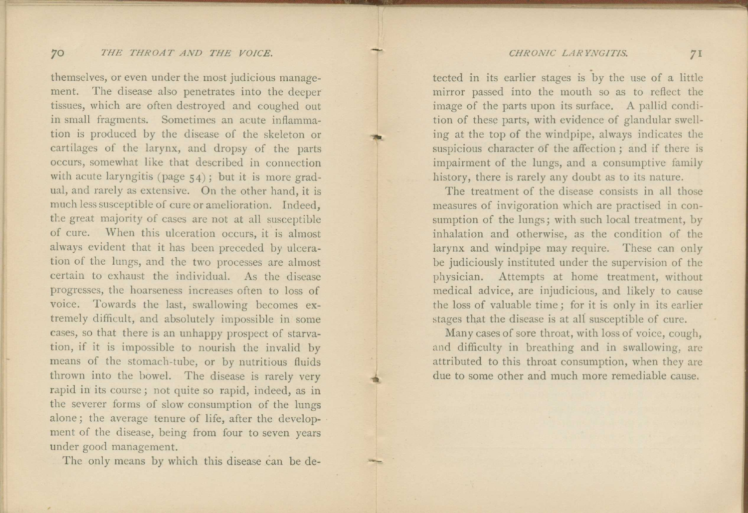themselves, or even under the most judicious management. The disease also penetrates into the deeper tissues, which are often destroyed and coughed out in small fragments. Sometimes an acute inflammation is produced by the disease of the skeleton or cartilages of the larynx, and dropsy of the parts occurs, somewhat like that described in connection with acute laryngitis (page 54); but it is more gradual, and rarely as extensive. On the other hand, it is much less susceptible of cure or amelioration. Indeed, the great majority of cases are not at all susceptible of cure. When this ulceration occurs, it is almost always evident that it has been preceded by ulceration of the lungs, and the two processes are almost certain to exhaust the individual. As the disease progresses, the hoarseness increases often to loss of voice. Towards the last, swallowing becomes extremely difficult, and absolutely impossible in some cases, so that there is an unhappy prospect of starvation, if it is impossible to nourish the invalid by means of the stomach-tube, or by nutritious fluids thrown into the bowel. The disease is rarely very rapid in its course; not quite so rapid, indeed, as in the severer forms of slow consumption of the lungs alone; the average tenure of life, after the development of the disease, being from four to seven years under good management.

The only means by which this disease can be detected in its earlier stages is by the use of a little mirror passed into the mouth so as to reflect the image of the parts upon its surface. A pallid condition of these parts, with evidence of glandular swelling at the top of the windpipe, always indicates the suspicious character of the affection; and if there is impairment of the lungs, and a consumptive family history, there is rarely any doubt as to its nature.

The treatment of the disease consists in all those measures of invigoration which are practised in consumption of the lungs; with such local treatment, by inhalation and otherwise, as the condition of the larynx and windpipe may require. These can only be judiciously instituted under the supervision of the physician. Attempts at home treatment, without medical advice, are injudicious, and likely to cause the loss of valuable time; for it is only in its earlier stages that the disease is at all susceptible of cure.

Many cases of sore throat, with loss of voice, cough, and difficulty in breathing and in swallowing, are attributed to this throat consumption, when they are due to some other and much more remediable cause.